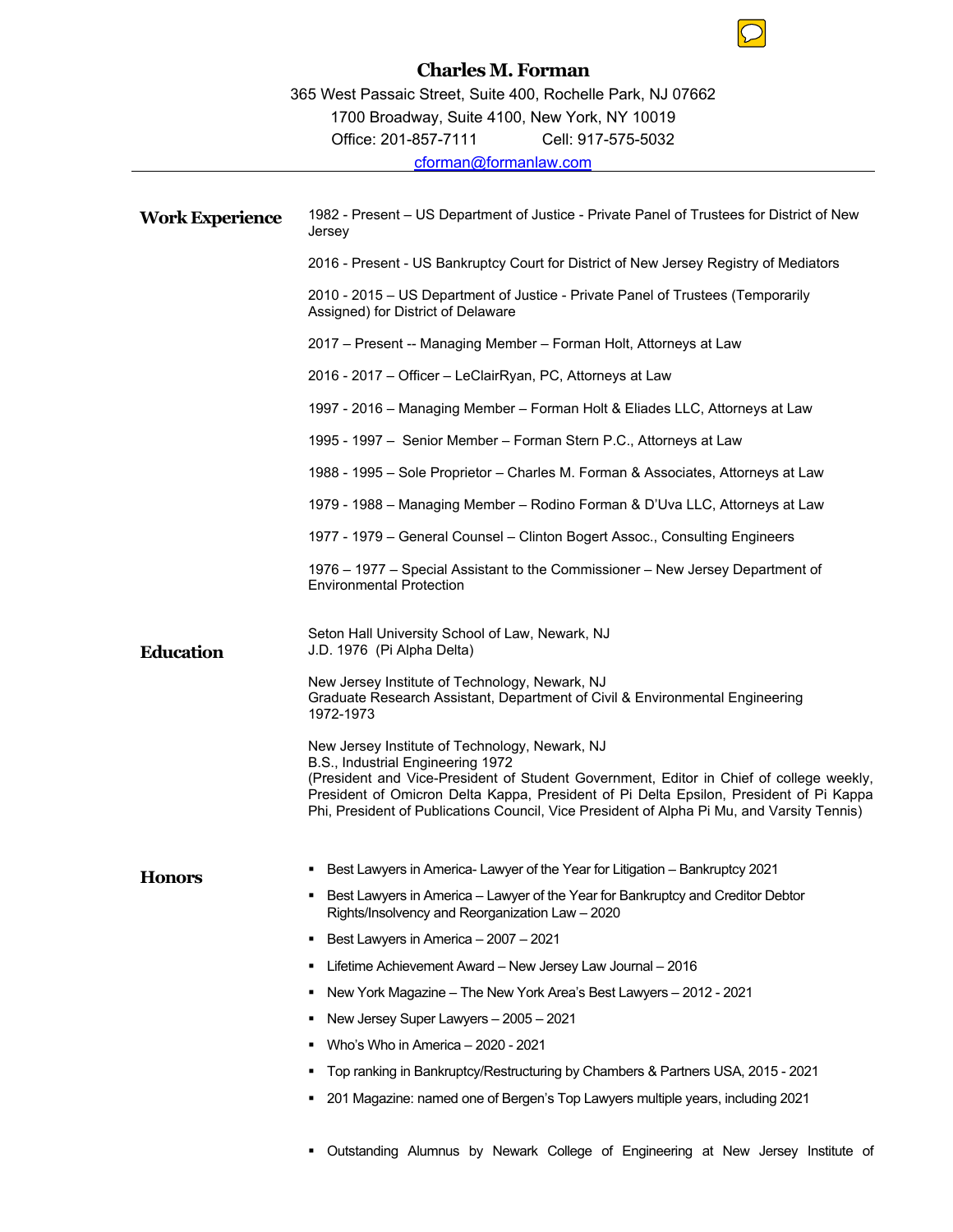# Charles M. Forman

365 West Passaic Street, Suite 400, Rochelle Park, NJ 07662
1700 Broadway, Suite 4100, New York, NY 10019
Office: 201-857-7111 Cell: 917-575-5032
cforman@formanlaw.com

---

## Work Experience

1982 - Present – US Department of Justice - Private Panel of Trustees for District of New Jersey

2016 - Present - US Bankruptcy Court for District of New Jersey Registry of Mediators

2010 - 2015 – US Department of Justice - Private Panel of Trustees (Temporarily Assigned) for District of Delaware

2017 – Present -- Managing Member – Forman Holt, Attorneys at Law

2016 - 2017 – Officer – LeClairRyan, PC, Attorneys at Law

1997 - 2016 – Managing Member – Forman Holt & Eliades LLC, Attorneys at Law

1995 - 1997 – Senior Member – Forman Stern P.C., Attorneys at Law

1988 - 1995 – Sole Proprietor – Charles M. Forman & Associates, Attorneys at Law

1979 - 1988 – Managing Member – Rodino Forman & D'Uva LLC, Attorneys at Law

1977 - 1979 – General Counsel – Clinton Bogert Assoc., Consulting Engineers

1976 – 1977 – Special Assistant to the Commissioner – New Jersey Department of Environmental Protection

## Education

Seton Hall University School of Law, Newark, NJ
J.D. 1976 (Pi Alpha Delta)

New Jersey Institute of Technology, Newark, NJ
Graduate Research Assistant, Department of Civil & Environmental Engineering
1972-1973

New Jersey Institute of Technology, Newark, NJ
B.S., Industrial Engineering 1972
(President and Vice-President of Student Government, Editor in Chief of college weekly, President of Omicron Delta Kappa, President of Pi Delta Epsilon, President of Pi Kappa Phi, President of Publications Council, Vice President of Alpha Pi Mu, and Varsity Tennis)

## Honors

- Best Lawyers in America- Lawyer of the Year for Litigation – Bankruptcy 2021
- Best Lawyers in America – Lawyer of the Year for Bankruptcy and Creditor Debtor Rights/Insolvency and Reorganization Law – 2020
- Best Lawyers in America – 2007 – 2021
- Lifetime Achievement Award – New Jersey Law Journal – 2016
- New York Magazine – The New York Area's Best Lawyers – 2012 - 2021
- New Jersey Super Lawyers – 2005 – 2021
- Who's Who in America – 2020 - 2021
- Top ranking in Bankruptcy/Restructuring by Chambers & Partners USA, 2015 - 2021
- 201 Magazine: named one of Bergen's Top Lawyers multiple years, including 2021
- Outstanding Alumnus by Newark College of Engineering at New Jersey Institute of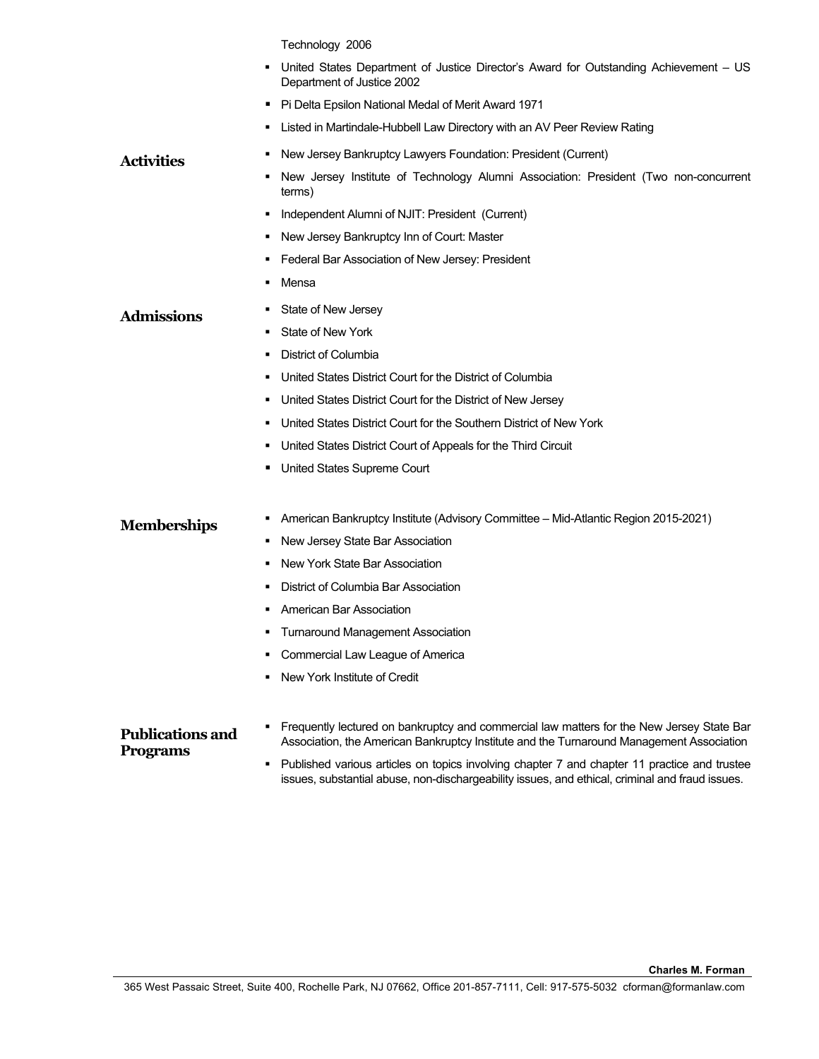Technology 2006

- United States Department of Justice Director's Award for Outstanding Achievement – US Department of Justice 2002
- Pi Delta Epsilon National Medal of Merit Award 1971
- Listed in Martindale-Hubbell Law Directory with an AV Peer Review Rating

## Activities

- New Jersey Bankruptcy Lawyers Foundation: President (Current)
- New Jersey Institute of Technology Alumni Association: President (Two non-concurrent terms)
- Independent Alumni of NJIT: President (Current)
- New Jersey Bankruptcy Inn of Court: Master
- Federal Bar Association of New Jersey: President
- Mensa

## Admissions

- State of New Jersey
- State of New York
- District of Columbia
- United States District Court for the District of Columbia
- United States District Court for the District of New Jersey
- United States District Court for the Southern District of New York
- United States District Court of Appeals for the Third Circuit
- United States Supreme Court

## Memberships

- American Bankruptcy Institute (Advisory Committee – Mid-Atlantic Region 2015-2021)
- New Jersey State Bar Association
- New York State Bar Association
- District of Columbia Bar Association
- American Bar Association
- Turnaround Management Association
- Commercial Law League of America
- New York Institute of Credit

## Publications and Programs

- Frequently lectured on bankruptcy and commercial law matters for the New Jersey State Bar Association, the American Bankruptcy Institute and the Turnaround Management Association
- Published various articles on topics involving chapter 7 and chapter 11 practice and trustee issues, substantial abuse, non-dischargeability issues, and ethical, criminal and fraud issues.

**Charles M. Forman**

365 West Passaic Street, Suite 400, Rochelle Park, NJ 07662, Office 201-857-7111, Cell: 917-575-5032 cforman@formanlaw.com